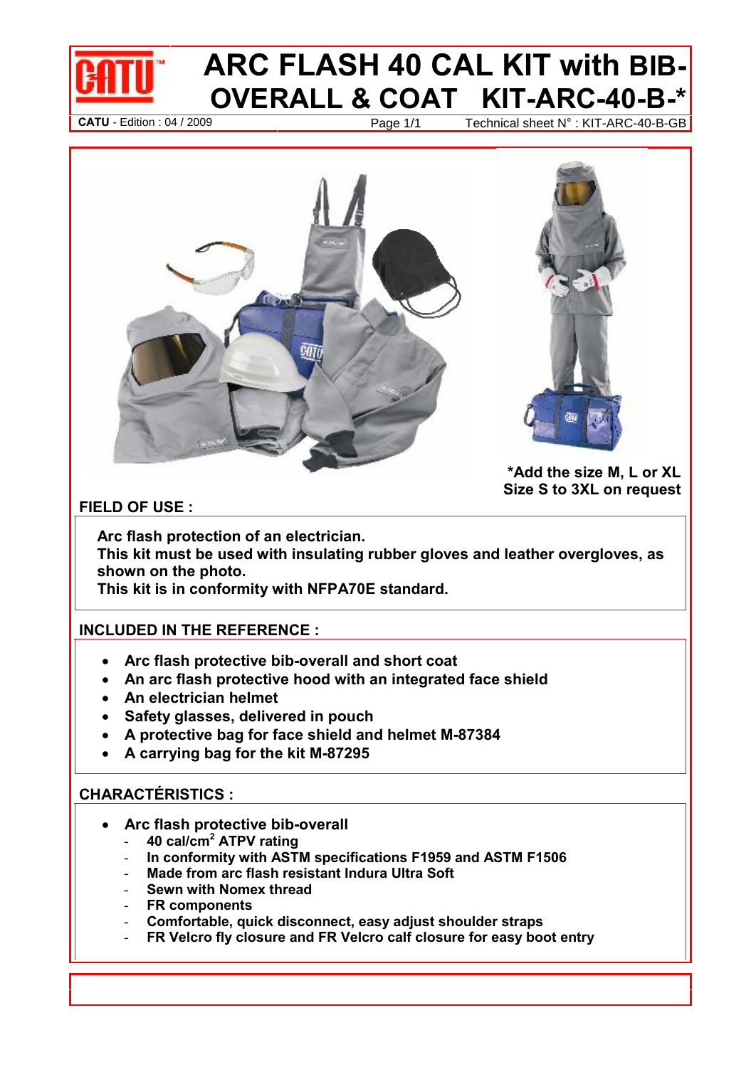# ARC FLASH 40 CAL KIT with BIB-OVERALL & COAT KIT-ARC-40-B-*

**CATU** - Edition : 04 / 2009 | Technical sheet N° : KIT-ARC-40-B-GB

**\*Add the size M, L or XL**
**Size S to 3XL on request**

## FIELD OF USE :

**Arc flash protection of an electrician.**
**This kit must be used with insulating rubber gloves and leather overgloves, as shown on the photo.**
**This kit is in conformity with NFPA70E standard.**

## INCLUDED IN THE REFERENCE :

- **Arc flash protective bib-overall and short coat**
- **An arc flash protective hood with an integrated face shield**
- **An electrician helmet**
- **Safety glasses, delivered in pouch**
- **A protective bag for face shield and helmet M-87384**
- **A carrying bag for the kit M-87295**

## CHARACTÉRISTICS :

- **Arc flash protective bib-overall**
  - **40 cal/cm$^2$ ATPV rating**
  - **In conformity with ASTM specifications F1959 and ASTM F1506**
  - **Made from arc flash resistant Indura Ultra Soft**
  - **Sewn with Nomex thread**
  - **FR components**
  - **Comfortable, quick disconnect, easy adjust shoulder straps**
  - **FR Velcro fly closure and FR Velcro calf closure for easy boot entry**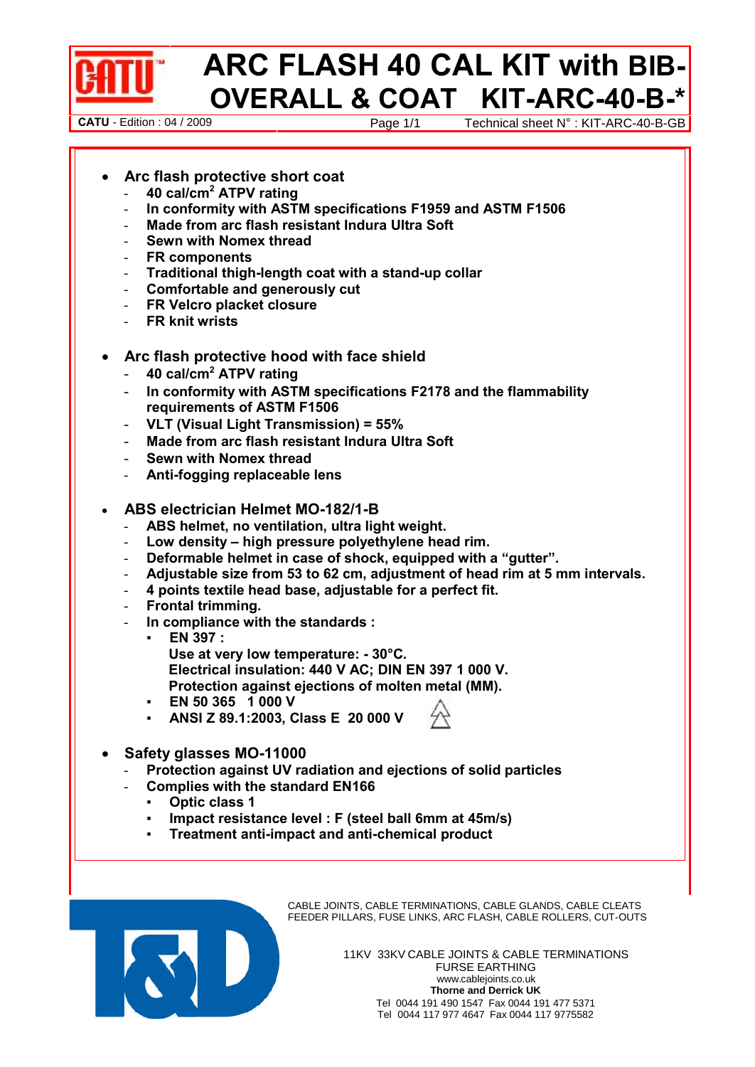# ARC FLASH 40 CAL KIT with BIB-OVERALL & COAT KIT-ARC-40-B-*

**CATU** - Edition : 04 / 2009 Technical sheet N° : KIT-ARC-40-B-GB

- **Arc flash protective short coat**
  - **40 cal/cm² ATPV rating**
  - **In conformity with ASTM specifications F1959 and ASTM F1506**
  - **Made from arc flash resistant Indura Ultra Soft**
  - **Sewn with Nomex thread**
  - **FR components**
  - **Traditional thigh-length coat with a stand-up collar**
  - **Comfortable and generously cut**
  - **FR Velcro placket closure**
  - **FR knit wrists**

- **Arc flash protective hood with face shield**
  - **40 cal/cm² ATPV rating**
  - **In conformity with ASTM specifications F2178 and the flammability requirements of ASTM F1506**
  - **VLT (Visual Light Transmission) = 55%**
  - **Made from arc flash resistant Indura Ultra Soft**
  - **Sewn with Nomex thread**
  - **Anti-fogging replaceable lens**

- **ABS electrician Helmet MO-182/1-B**
  - **ABS helmet, no ventilation, ultra light weight.**
  - **Low density – high pressure polyethylene head rim.**
  - **Deformable helmet in case of shock, equipped with a "gutter".**
  - **Adjustable size from 53 to 62 cm, adjustment of head rim at 5 mm intervals.**
  - **4 points textile head base, adjustable for a perfect fit.**
  - **Frontal trimming.**
  - **In compliance with the standards :**
    - **EN 397 :**
      **Use at very low temperature: - 30°C.**
      **Electrical insulation: 440 V AC; DIN EN 397 1 000 V.**
      **Protection against ejections of molten metal (MM).**
    - **EN 50 365 1 000 V**
    - **ANSI Z 89.1:2003, Class E 20 000 V**

- **Safety glasses MO-11000**
  - **Protection against UV radiation and ejections of solid particles**
  - **Complies with the standard EN166**
    - **Optic class 1**
    - **Impact resistance level : F (steel ball 6mm at 45m/s)**
    - **Treatment anti-impact and anti-chemical product**

CABLE JOINTS, CABLE TERMINATIONS, CABLE GLANDS, CABLE CLEATS
FEEDER PILLARS, FUSE LINKS, ARC FLASH, CABLE ROLLERS, CUT-OUTS

11KV 33KV CABLE JOINTS & CABLE TERMINATIONS
FURSE EARTHING
www.cablejoints.co.uk
**Thorne and Derrick UK**
Tel 0044 191 490 1547 Fax 0044 191 477 5371
Tel 0044 117 977 4647 Fax 0044 117 9775582